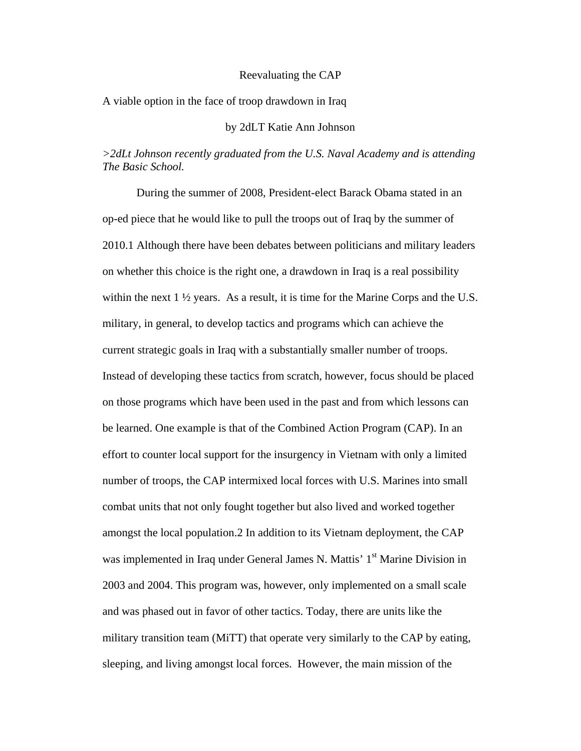# Reevaluating the CAP

A viable option in the face of troop drawdown in Iraq

by 2dLT Katie Ann Johnson

*>2dLt Johnson recently graduated from the U.S. Naval Academy and is attending The Basic School.*

During the summer of 2008, President-elect Barack Obama stated in an op-ed piece that he would like to pull the troops out of Iraq by the summer of 2010.1 Although there have been debates between politicians and military leaders on whether this choice is the right one, a drawdown in Iraq is a real possibility within the next 1 ½ years. As a result, it is time for the Marine Corps and the U.S. military, in general, to develop tactics and programs which can achieve the current strategic goals in Iraq with a substantially smaller number of troops. Instead of developing these tactics from scratch, however, focus should be placed on those programs which have been used in the past and from which lessons can be learned. One example is that of the Combined Action Program (CAP). In an effort to counter local support for the insurgency in Vietnam with only a limited number of troops, the CAP intermixed local forces with U.S. Marines into small combat units that not only fought together but also lived and worked together amongst the local population.2 In addition to its Vietnam deployment, the CAP was implemented in Iraq under General James N. Mattis' 1st Marine Division in 2003 and 2004. This program was, however, only implemented on a small scale and was phased out in favor of other tactics. Today, there are units like the military transition team (MiTT) that operate very similarly to the CAP by eating, sleeping, and living amongst local forces. However, the main mission of the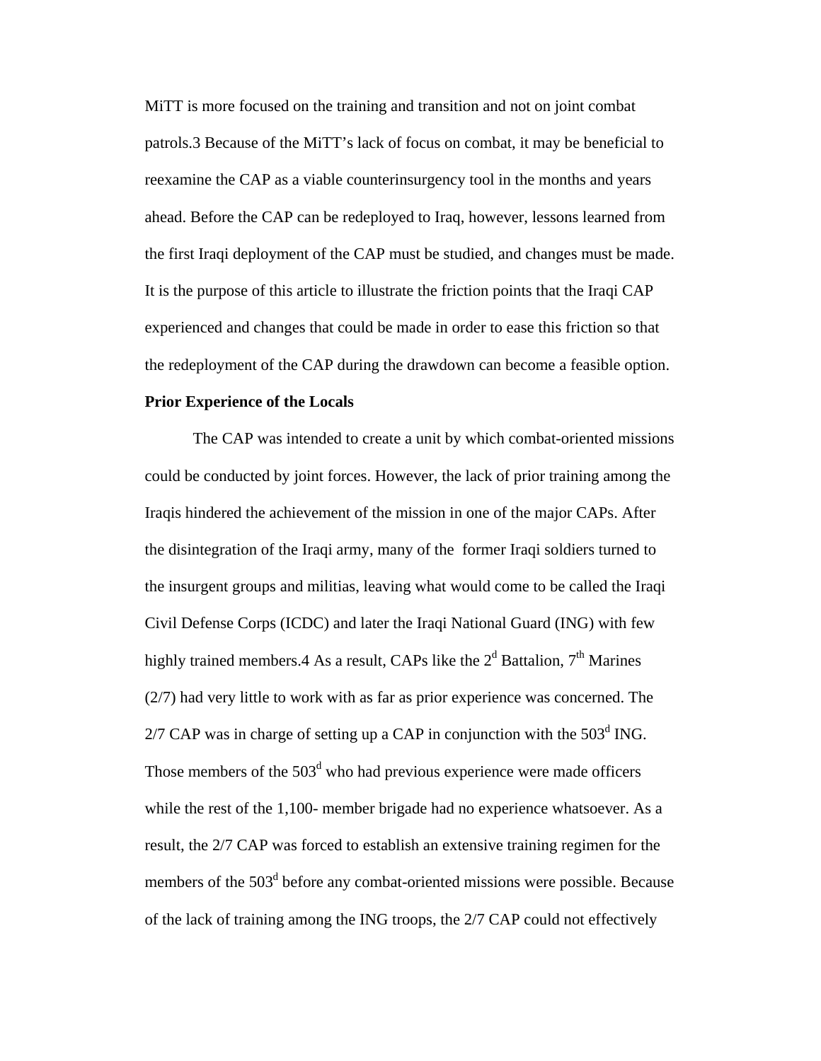MiTT is more focused on the training and transition and not on joint combat patrols.3 Because of the MiTT's lack of focus on combat, it may be beneficial to reexamine the CAP as a viable counterinsurgency tool in the months and years ahead. Before the CAP can be redeployed to Iraq, however, lessons learned from the first Iraqi deployment of the CAP must be studied, and changes must be made. It is the purpose of this article to illustrate the friction points that the Iraqi CAP experienced and changes that could be made in order to ease this friction so that the redeployment of the CAP during the drawdown can become a feasible option.

**Prior Experience of the Locals**

The CAP was intended to create a unit by which combat-oriented missions could be conducted by joint forces. However, the lack of prior training among the Iraqis hindered the achievement of the mission in one of the major CAPs. After the disintegration of the Iraqi army, many of the former Iraqi soldiers turned to the insurgent groups and militias, leaving what would come to be called the Iraqi Civil Defense Corps (ICDC) and later the Iraqi National Guard (ING) with few highly trained members.4 As a result, CAPs like the 2d Battalion, 7th Marines (2/7) had very little to work with as far as prior experience was concerned. The 2/7 CAP was in charge of setting up a CAP in conjunction with the 503d ING. Those members of the 503d who had previous experience were made officers while the rest of the 1,100- member brigade had no experience whatsoever. As a result, the 2/7 CAP was forced to establish an extensive training regimen for the members of the 503d before any combat-oriented missions were possible. Because of the lack of training among the ING troops, the 2/7 CAP could not effectively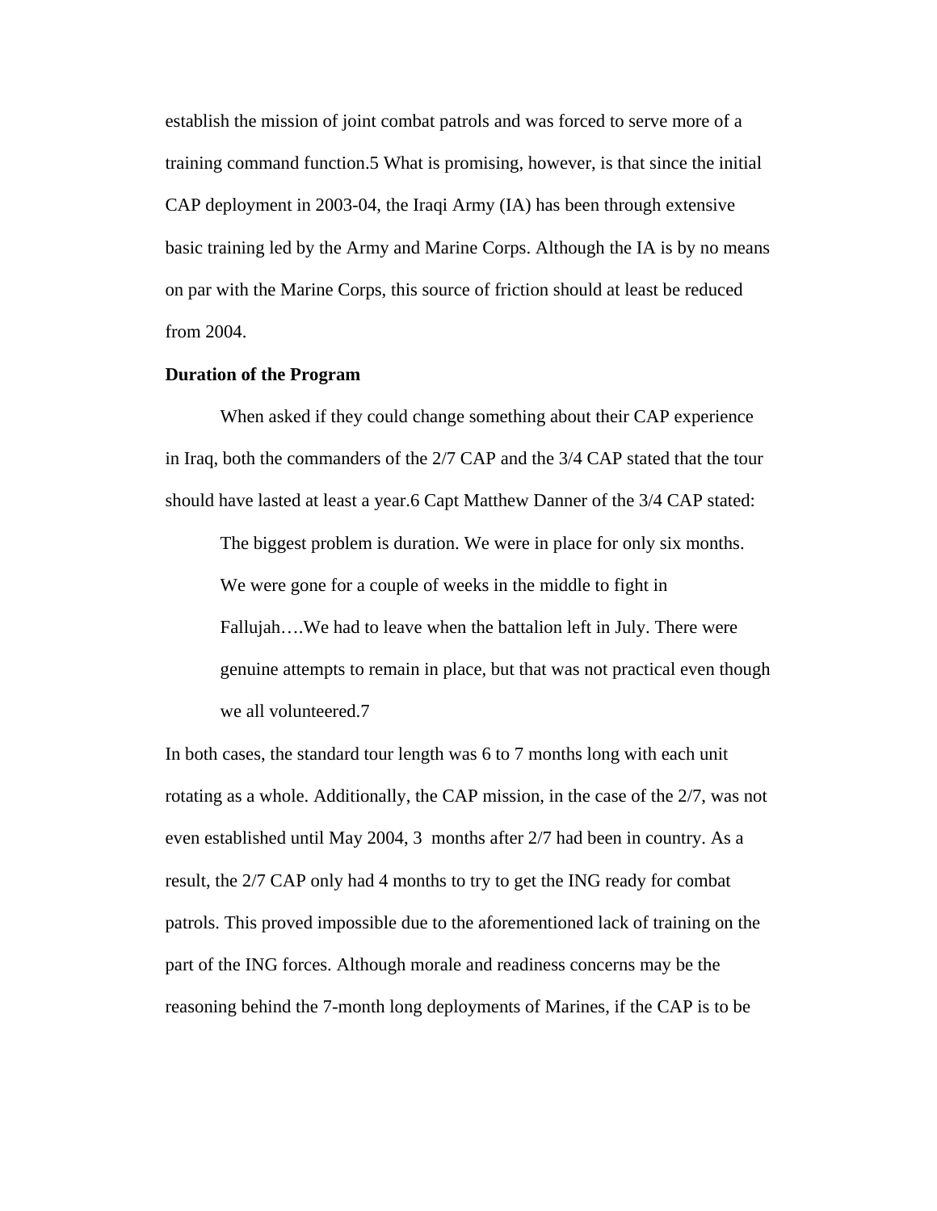establish the mission of joint combat patrols and was forced to serve more of a training command function.[5] What is promising, however, is that since the initial CAP deployment in 2003-04, the Iraqi Army (IA) has been through extensive basic training led by the Army and Marine Corps. Although the IA is by no means on par with the Marine Corps, this source of friction should at least be reduced from 2004.

**Duration of the Program**

When asked if they could change something about their CAP experience in Iraq, both the commanders of the 2/7 CAP and the 3/4 CAP stated that the tour should have lasted at least a year.[6] Capt Matthew Danner of the 3/4 CAP stated:

> The biggest problem is duration. We were in place for only six months. We were gone for a couple of weeks in the middle to fight in Fallujah….We had to leave when the battalion left in July. There were genuine attempts to remain in place, but that was not practical even though we all volunteered.[7]

In both cases, the standard tour length was 6 to 7 months long with each unit rotating as a whole. Additionally, the CAP mission, in the case of the 2/7, was not even established until May 2004, 3 months after 2/7 had been in country. As a result, the 2/7 CAP only had 4 months to try to get the ING ready for combat patrols. This proved impossible due to the aforementioned lack of training on the part of the ING forces. Although morale and readiness concerns may be the reasoning behind the 7-month long deployments of Marines, if the CAP is to be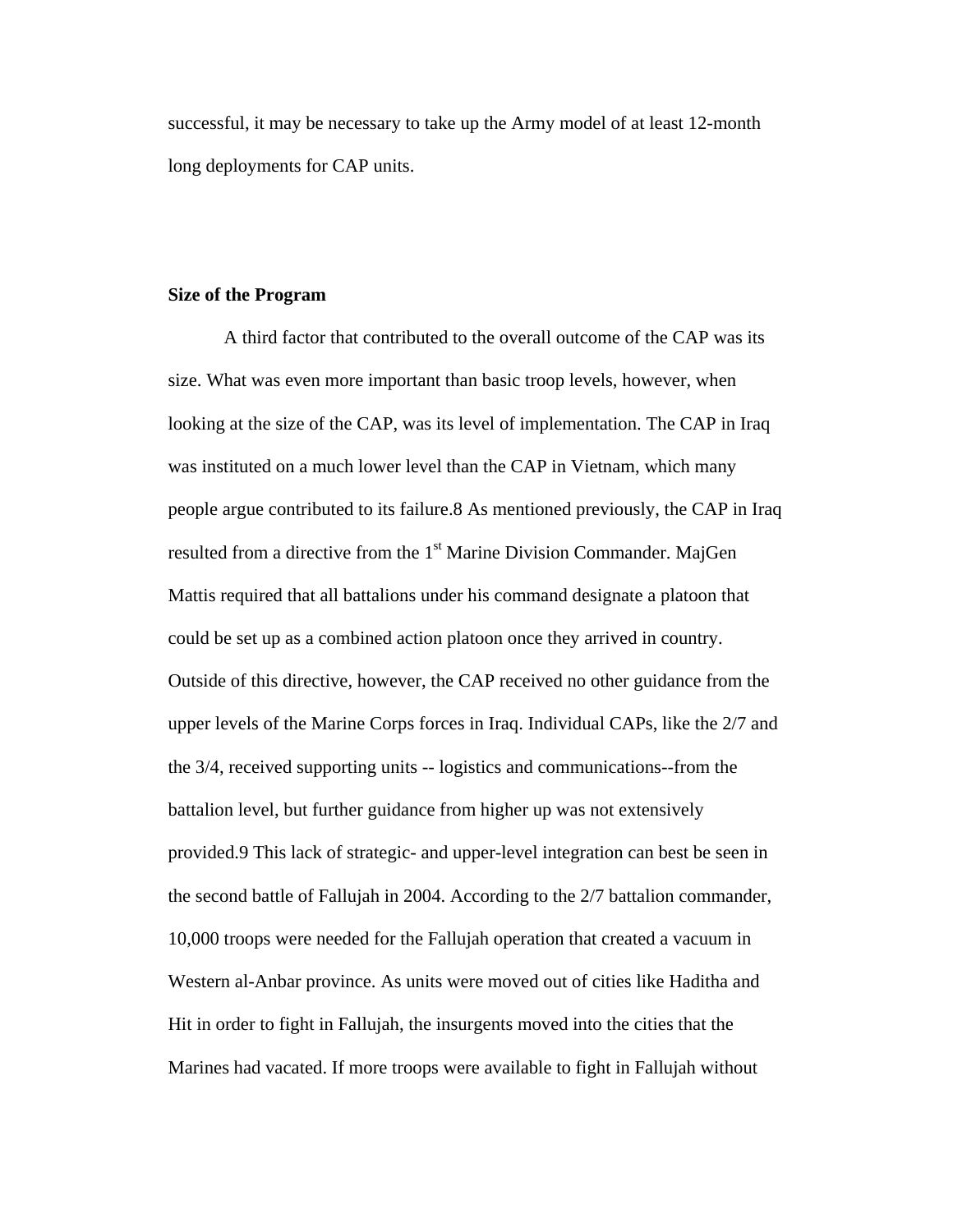successful, it may be necessary to take up the Army model of at least 12-month long deployments for CAP units.

**Size of the Program**

A third factor that contributed to the overall outcome of the CAP was its size. What was even more important than basic troop levels, however, when looking at the size of the CAP, was its level of implementation. The CAP in Iraq was instituted on a much lower level than the CAP in Vietnam, which many people argue contributed to its failure.8 As mentioned previously, the CAP in Iraq resulted from a directive from the 1st Marine Division Commander. MajGen Mattis required that all battalions under his command designate a platoon that could be set up as a combined action platoon once they arrived in country. Outside of this directive, however, the CAP received no other guidance from the upper levels of the Marine Corps forces in Iraq. Individual CAPs, like the 2/7 and the 3/4, received supporting units -- logistics and communications--from the battalion level, but further guidance from higher up was not extensively provided.9 This lack of strategic- and upper-level integration can best be seen in the second battle of Fallujah in 2004. According to the 2/7 battalion commander, 10,000 troops were needed for the Fallujah operation that created a vacuum in Western al-Anbar province. As units were moved out of cities like Haditha and Hit in order to fight in Fallujah, the insurgents moved into the cities that the Marines had vacated. If more troops were available to fight in Fallujah without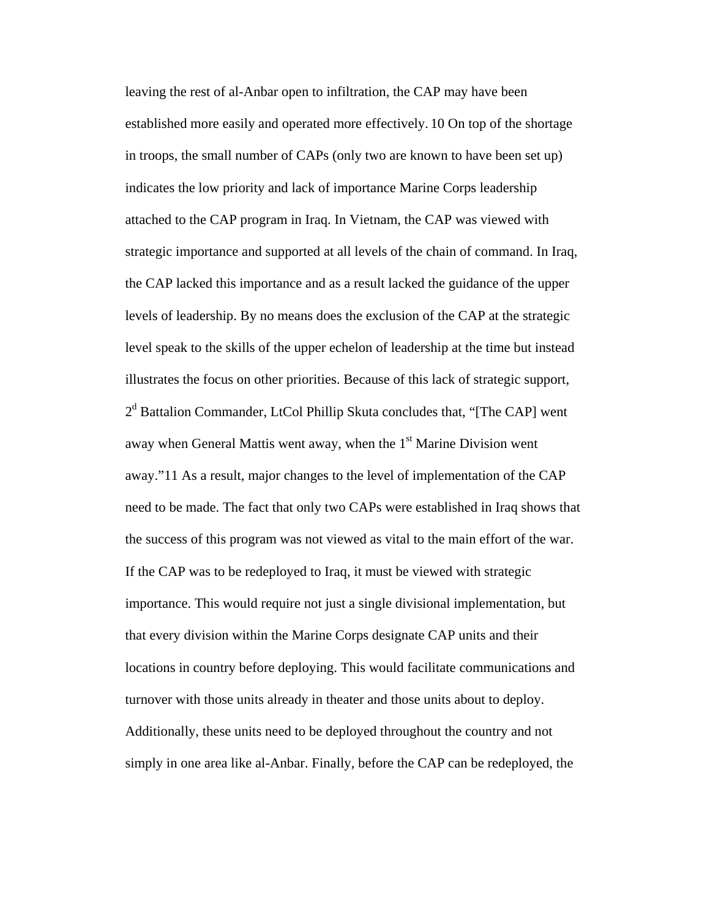leaving the rest of al-Anbar open to infiltration, the CAP may have been established more easily and operated more effectively. 10 On top of the shortage in troops, the small number of CAPs (only two are known to have been set up) indicates the low priority and lack of importance Marine Corps leadership attached to the CAP program in Iraq. In Vietnam, the CAP was viewed with strategic importance and supported at all levels of the chain of command. In Iraq, the CAP lacked this importance and as a result lacked the guidance of the upper levels of leadership. By no means does the exclusion of the CAP at the strategic level speak to the skills of the upper echelon of leadership at the time but instead illustrates the focus on other priorities. Because of this lack of strategic support, 2d Battalion Commander, LtCol Phillip Skuta concludes that, "[The CAP] went away when General Mattis went away, when the 1st Marine Division went away."11 As a result, major changes to the level of implementation of the CAP need to be made. The fact that only two CAPs were established in Iraq shows that the success of this program was not viewed as vital to the main effort of the war. If the CAP was to be redeployed to Iraq, it must be viewed with strategic importance. This would require not just a single divisional implementation, but that every division within the Marine Corps designate CAP units and their locations in country before deploying. This would facilitate communications and turnover with those units already in theater and those units about to deploy. Additionally, these units need to be deployed throughout the country and not simply in one area like al-Anbar. Finally, before the CAP can be redeployed, the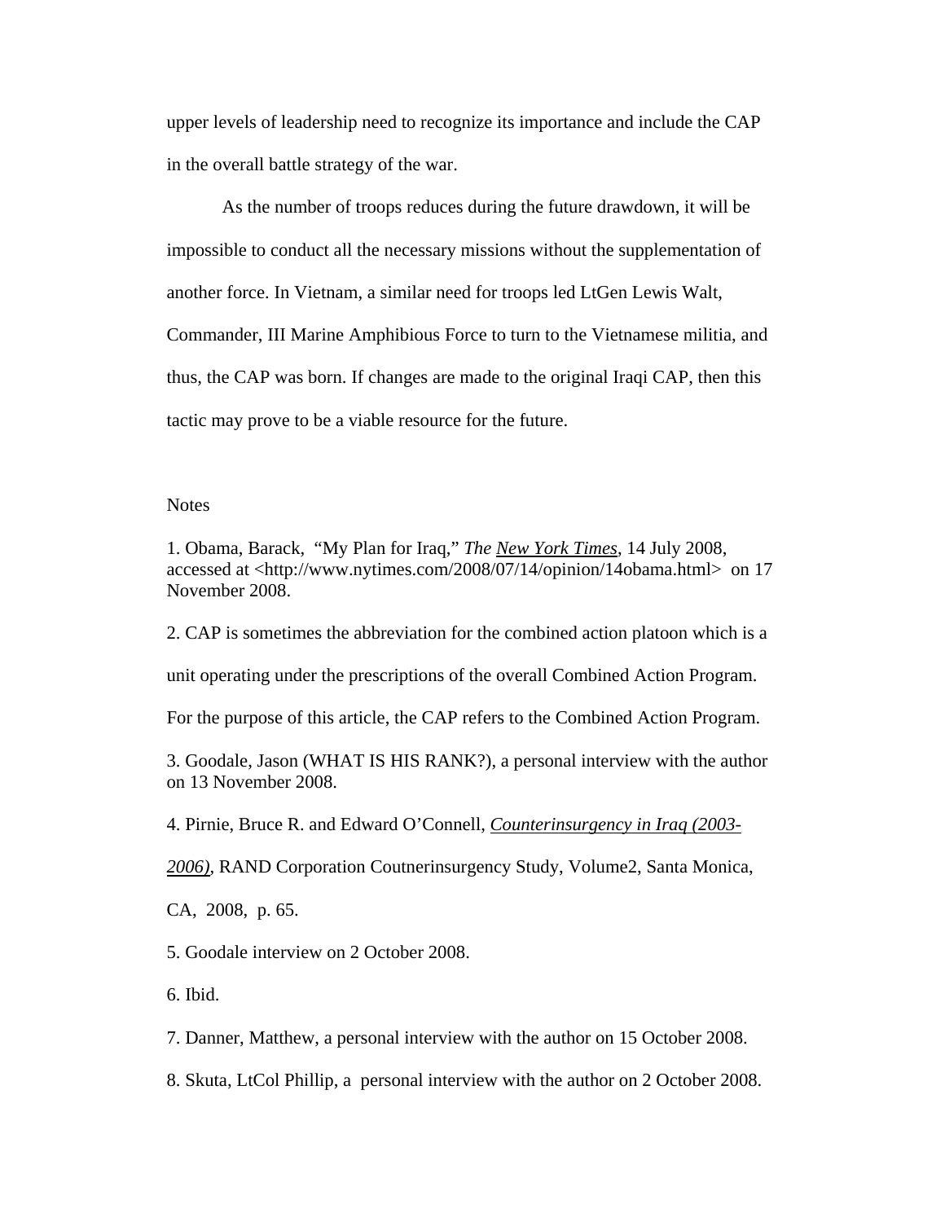upper levels of leadership need to recognize its importance and include the CAP in the overall battle strategy of the war.

As the number of troops reduces during the future drawdown, it will be impossible to conduct all the necessary missions without the supplementation of another force. In Vietnam, a similar need for troops led LtGen Lewis Walt, Commander, III Marine Amphibious Force to turn to the Vietnamese militia, and thus, the CAP was born. If changes are made to the original Iraqi CAP, then this tactic may prove to be a viable resource for the future.

Notes

1. Obama, Barack, "My Plan for Iraq," *The New York Times*, 14 July 2008, accessed at <http://www.nytimes.com/2008/07/14/opinion/14obama.html> on 17 November 2008.

2. CAP is sometimes the abbreviation for the combined action platoon which is a unit operating under the prescriptions of the overall Combined Action Program. For the purpose of this article, the CAP refers to the Combined Action Program.

3. Goodale, Jason (WHAT IS HIS RANK?), a personal interview with the author on 13 November 2008.

4. Pirnie, Bruce R. and Edward O'Connell, *Counterinsurgency in Iraq (2003-2006)*, RAND Corporation Coutnerinsurgency Study, Volume2, Santa Monica, CA, 2008, p. 65.

5. Goodale interview on 2 October 2008.

6. Ibid.

7. Danner, Matthew, a personal interview with the author on 15 October 2008.

8. Skuta, LtCol Phillip, a personal interview with the author on 2 October 2008.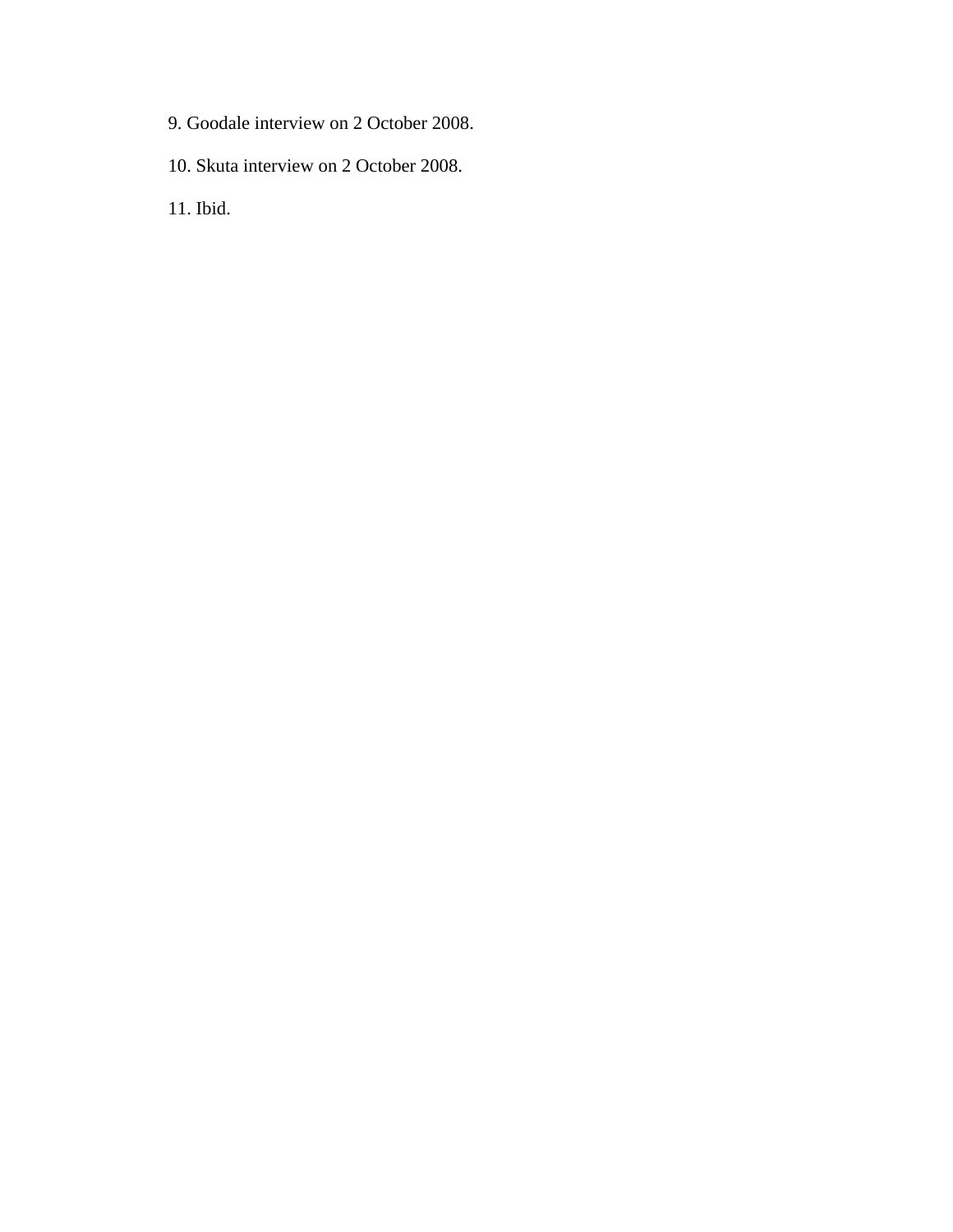9. Goodale interview on 2 October 2008.

10. Skuta interview on 2 October 2008.

11. Ibid.